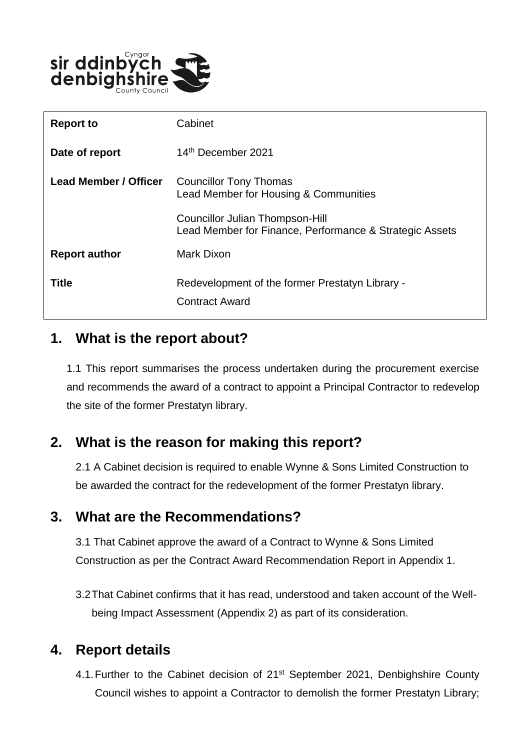| Report to | Cabinet |
|---|---|
| Date of report | 14th December 2021 |
| Lead Member / Officer | Councillor Tony Thomas<br>Lead Member for Housing & Communities<br><br>Councillor Julian Thompson-Hill<br>Lead Member for Finance, Performance & Strategic Assets |
| Report author | Mark Dixon |
| Title | Redevelopment of the former Prestatyn Library -<br>Contract Award |

## 1. What is the report about?

1.1 This report summarises the process undertaken during the procurement exercise and recommends the award of a contract to appoint a Principal Contractor to redevelop the site of the former Prestatyn library.

## 2. What is the reason for making this report?

2.1 A Cabinet decision is required to enable Wynne & Sons Limited Construction to be awarded the contract for the redevelopment of the former Prestatyn library.

## 3. What are the Recommendations?

3.1 That Cabinet approve the award of a Contract to Wynne & Sons Limited Construction as per the Contract Award Recommendation Report in Appendix 1.

3.2 That Cabinet confirms that it has read, understood and taken account of the Well-being Impact Assessment (Appendix 2) as part of its consideration.

## 4. Report details

4.1. Further to the Cabinet decision of 21st September 2021, Denbighshire County Council wishes to appoint a Contractor to demolish the former Prestatyn Library;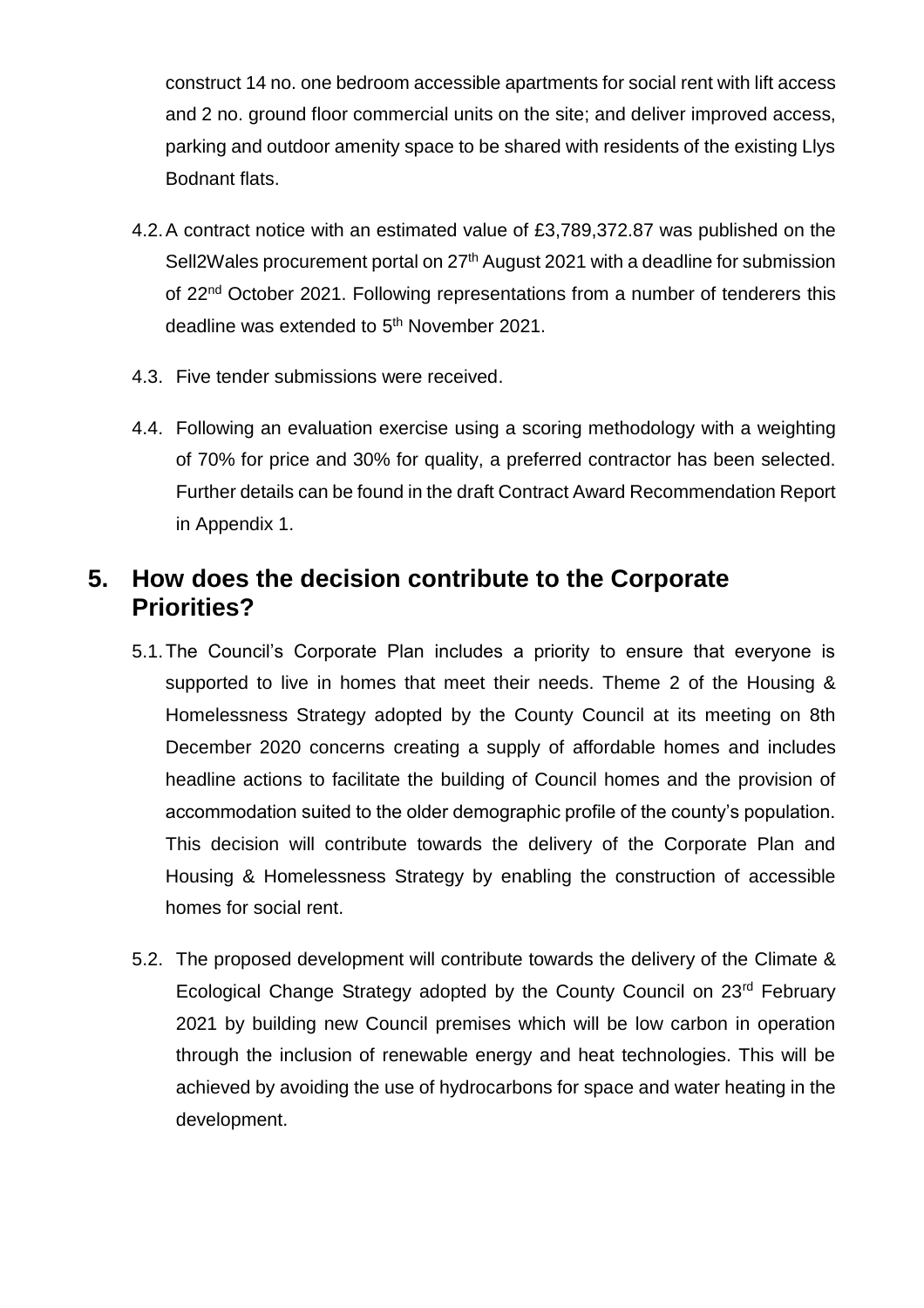construct 14 no. one bedroom accessible apartments for social rent with lift access and 2 no. ground floor commercial units on the site; and deliver improved access, parking and outdoor amenity space to be shared with residents of the existing Llys Bodnant flats.

4.2. A contract notice with an estimated value of £3,789,372.87 was published on the Sell2Wales procurement portal on 27th August 2021 with a deadline for submission of 22nd October 2021. Following representations from a number of tenderers this deadline was extended to 5th November 2021.

4.3. Five tender submissions were received.

4.4. Following an evaluation exercise using a scoring methodology with a weighting of 70% for price and 30% for quality, a preferred contractor has been selected. Further details can be found in the draft Contract Award Recommendation Report in Appendix 1.

## 5. How does the decision contribute to the Corporate Priorities?

5.1. The Council's Corporate Plan includes a priority to ensure that everyone is supported to live in homes that meet their needs. Theme 2 of the Housing & Homelessness Strategy adopted by the County Council at its meeting on 8th December 2020 concerns creating a supply of affordable homes and includes headline actions to facilitate the building of Council homes and the provision of accommodation suited to the older demographic profile of the county's population. This decision will contribute towards the delivery of the Corporate Plan and Housing & Homelessness Strategy by enabling the construction of accessible homes for social rent.

5.2. The proposed development will contribute towards the delivery of the Climate & Ecological Change Strategy adopted by the County Council on 23rd February 2021 by building new Council premises which will be low carbon in operation through the inclusion of renewable energy and heat technologies. This will be achieved by avoiding the use of hydrocarbons for space and water heating in the development.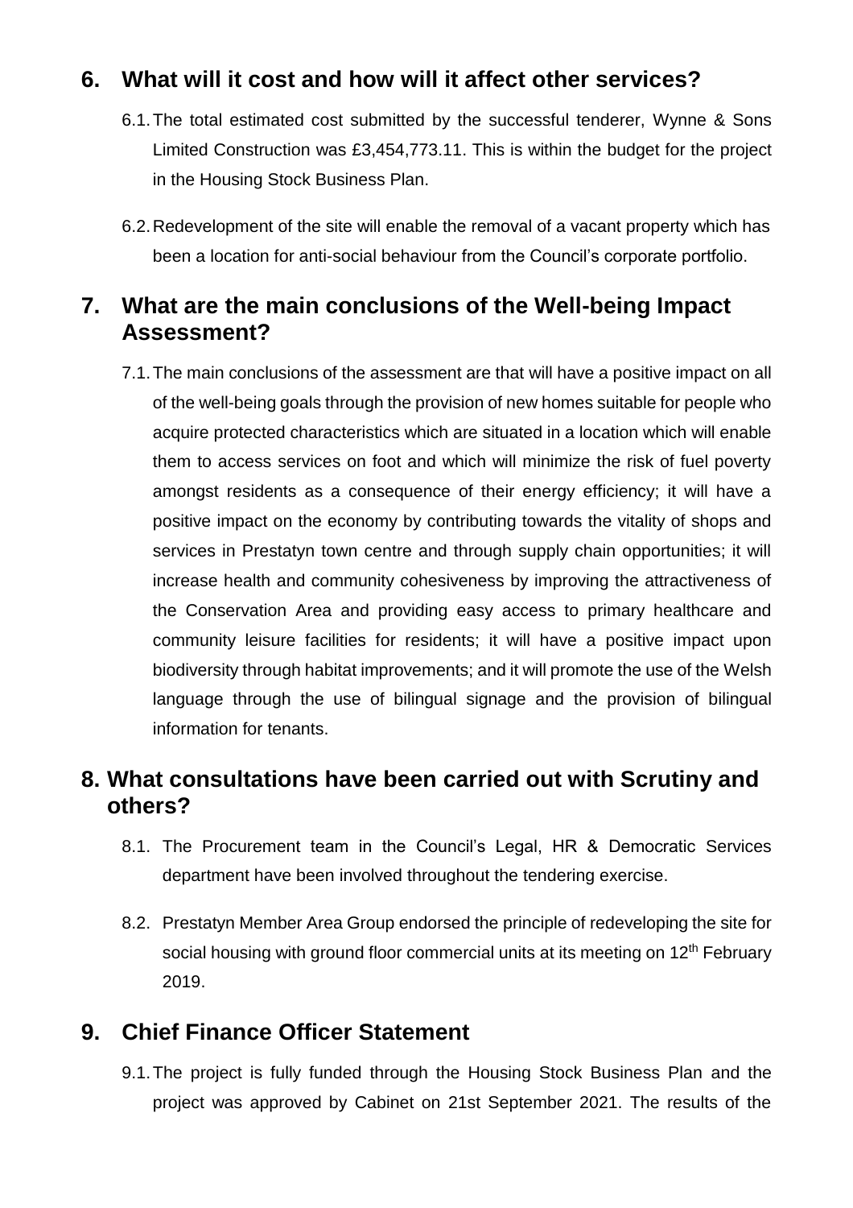## 6. What will it cost and how will it affect other services?

6.1. The total estimated cost submitted by the successful tenderer, Wynne & Sons Limited Construction was £3,454,773.11. This is within the budget for the project in the Housing Stock Business Plan.

6.2. Redevelopment of the site will enable the removal of a vacant property which has been a location for anti-social behaviour from the Council's corporate portfolio.

## 7. What are the main conclusions of the Well-being Impact Assessment?

7.1. The main conclusions of the assessment are that will have a positive impact on all of the well-being goals through the provision of new homes suitable for people who acquire protected characteristics which are situated in a location which will enable them to access services on foot and which will minimize the risk of fuel poverty amongst residents as a consequence of their energy efficiency; it will have a positive impact on the economy by contributing towards the vitality of shops and services in Prestatyn town centre and through supply chain opportunities; it will increase health and community cohesiveness by improving the attractiveness of the Conservation Area and providing easy access to primary healthcare and community leisure facilities for residents; it will have a positive impact upon biodiversity through habitat improvements; and it will promote the use of the Welsh language through the use of bilingual signage and the provision of bilingual information for tenants.

## 8. What consultations have been carried out with Scrutiny and others?

8.1. The Procurement team in the Council's Legal, HR & Democratic Services department have been involved throughout the tendering exercise.

8.2. Prestatyn Member Area Group endorsed the principle of redeveloping the site for social housing with ground floor commercial units at its meeting on 12th February 2019.

## 9. Chief Finance Officer Statement

9.1. The project is fully funded through the Housing Stock Business Plan and the project was approved by Cabinet on 21st September 2021. The results of the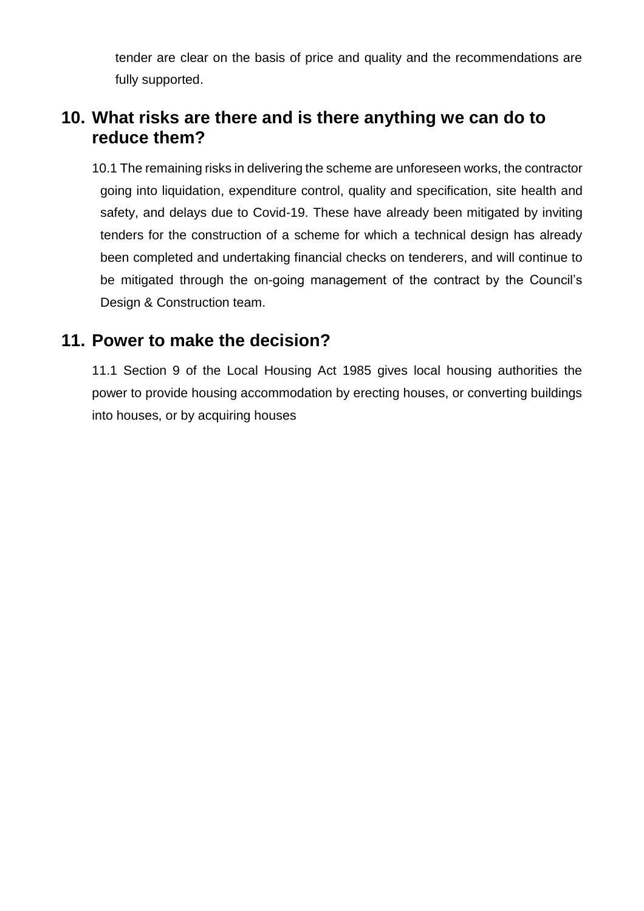tender are clear on the basis of price and quality and the recommendations are fully supported.

## 10. What risks are there and is there anything we can do to reduce them?

10.1 The remaining risks in delivering the scheme are unforeseen works, the contractor going into liquidation, expenditure control, quality and specification, site health and safety, and delays due to Covid-19. These have already been mitigated by inviting tenders for the construction of a scheme for which a technical design has already been completed and undertaking financial checks on tenderers, and will continue to be mitigated through the on-going management of the contract by the Council's Design & Construction team.

## 11. Power to make the decision?

11.1 Section 9 of the Local Housing Act 1985 gives local housing authorities the power to provide housing accommodation by erecting houses, or converting buildings into houses, or by acquiring houses